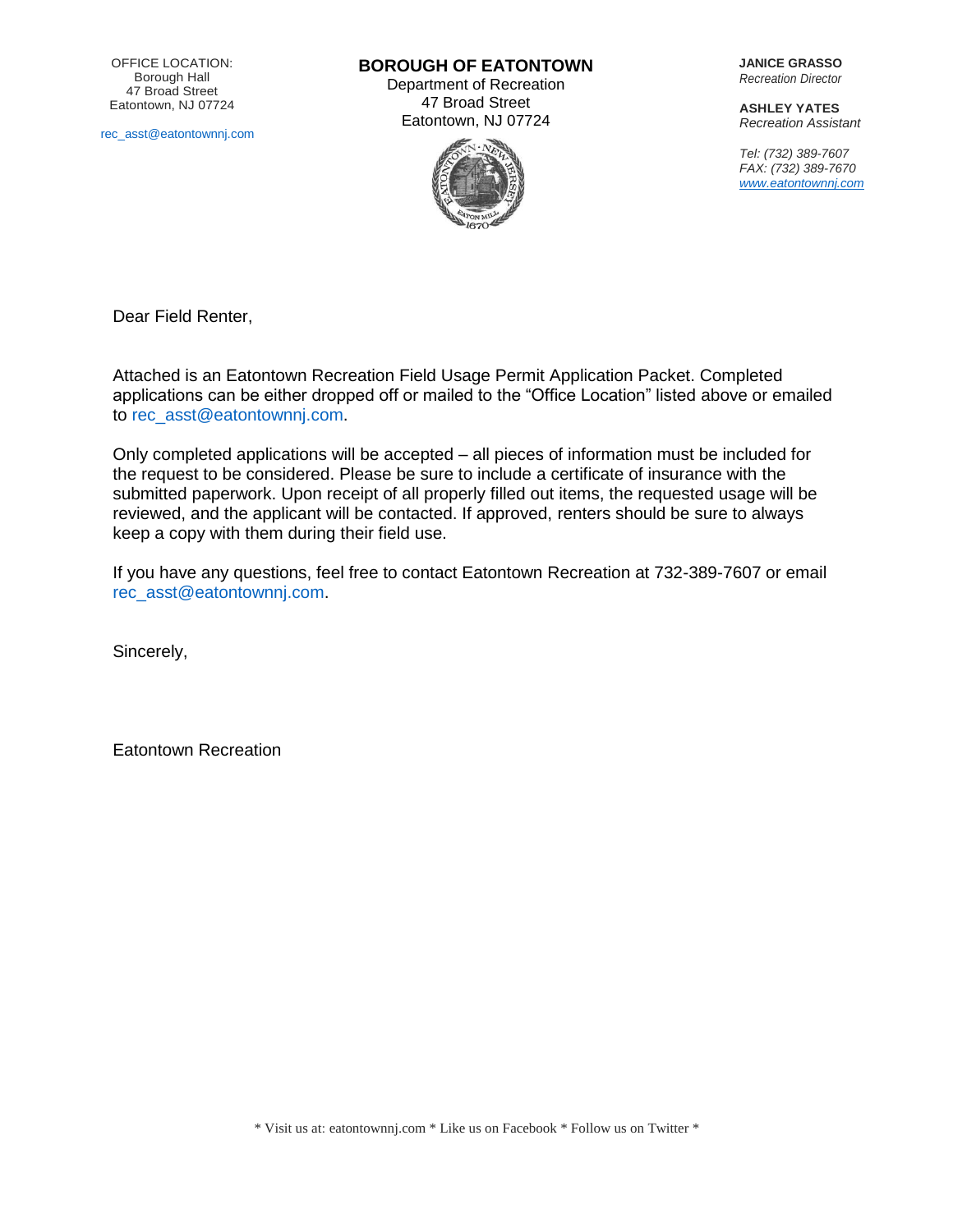OFFICE LOCATION:
Borough Hall
47 Broad Street
Eatontown, NJ 07724

rec_asst@eatontownnj.com

# BOROUGH OF EATONTOWN

Department of Recreation
47 Broad Street
Eatontown, NJ 07724

**JANICE GRASSO**
*Recreation Director*

**ASHLEY YATES**
*Recreation Assistant*

*Tel: (732) 389-7607*
*FAX: (732) 389-7670*
*www.eatontownnj.com*

Dear Field Renter,

Attached is an Eatontown Recreation Field Usage Permit Application Packet. Completed applications can be either dropped off or mailed to the "Office Location" listed above or emailed to rec_asst@eatontownnj.com.

Only completed applications will be accepted – all pieces of information must be included for the request to be considered. Please be sure to include a certificate of insurance with the submitted paperwork. Upon receipt of all properly filled out items, the requested usage will be reviewed, and the applicant will be contacted. If approved, renters should be sure to always keep a copy with them during their field use.

If you have any questions, feel free to contact Eatontown Recreation at 732-389-7607 or email rec_asst@eatontownnj.com.

Sincerely,

Eatontown Recreation

* Visit us at: eatontownnj.com * Like us on Facebook * Follow us on Twitter *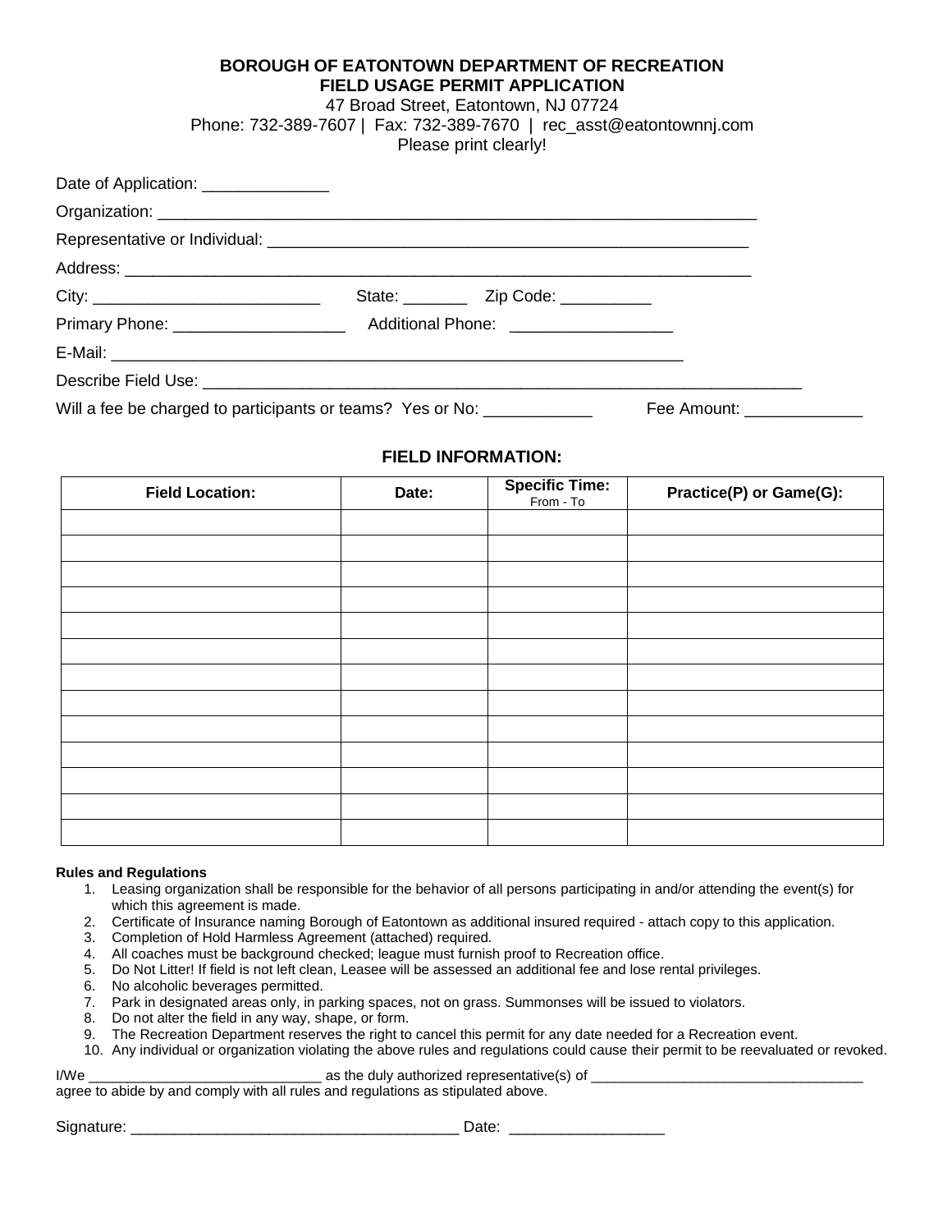**BOROUGH OF EATONTOWN DEPARTMENT OF RECREATION**
**FIELD USAGE PERMIT APPLICATION**
47 Broad Street, Eatontown, NJ 07724
Phone: 732-389-7607 | Fax: 732-389-7670 | rec_asst@eatontownnj.com
Please print clearly!

Date of Application: ______________

Organization: ______________________________________________________________________

Representative or Individual: ________________________________________________________

Address: ___________________________________________________________________________

City: _________________________ State: _______ Zip Code: __________

Primary Phone: ___________________ Additional Phone: _________________

E-Mail: ____________________________________________________________________

Describe Field Use: __________________________________________________________________

Will a fee be charged to participants or teams? Yes or No: ____________ Fee Amount: _____________

## FIELD INFORMATION:

| Field Location: | Date: | Specific Time: From - To | Practice(P) or Game(G): |
|---|---|---|---|
| | | | |
| | | | |
| | | | |
| | | | |
| | | | |
| | | | |
| | | | |
| | | | |
| | | | |
| | | | |
| | | | |
| | | | |
| | | | |

**Rules and Regulations**

1. Leasing organization shall be responsible for the behavior of all persons participating in and/or attending the event(s) for which this agreement is made.
2. Certificate of Insurance naming Borough of Eatontown as additional insured required - attach copy to this application.
3. Completion of Hold Harmless Agreement (attached) required.
4. All coaches must be background checked; league must furnish proof to Recreation office.
5. Do Not Litter! If field is not left clean, Leasee will be assessed an additional fee and lose rental privileges.
6. No alcoholic beverages permitted.
7. Park in designated areas only, in parking spaces, not on grass. Summonses will be issued to violators.
8. Do not alter the field in any way, shape, or form.
9. The Recreation Department reserves the right to cancel this permit for any date needed for a Recreation event.
10. Any individual or organization violating the above rules and regulations could cause their permit to be reevaluated or revoked.

I/We ______________________________ as the duly authorized representative(s) of ___________________________________ agree to abide by and comply with all rules and regulations as stipulated above.

Signature: ______________________________________ Date: __________________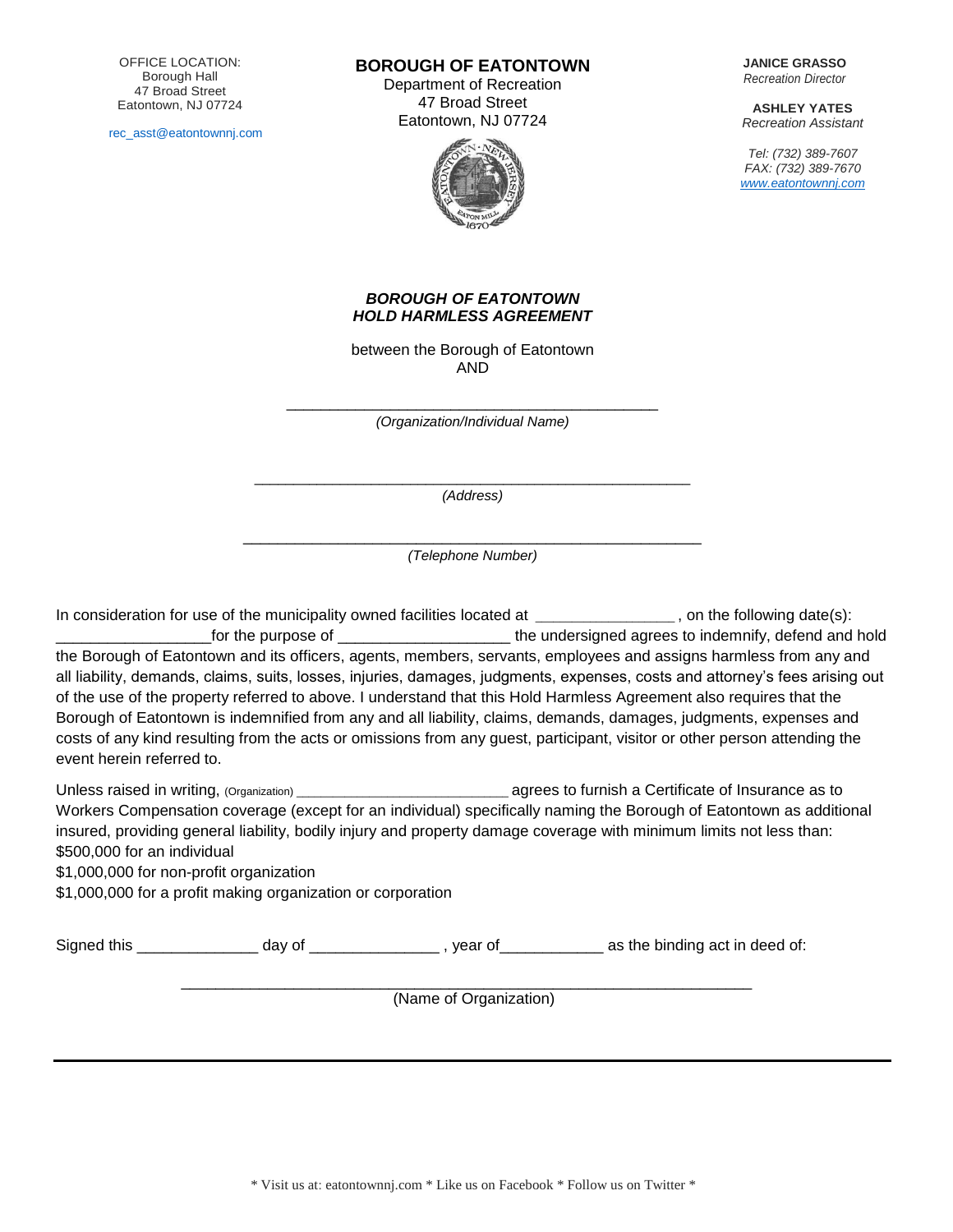OFFICE LOCATION:
Borough Hall
47 Broad Street
Eatontown, NJ 07724

rec_asst@eatontownnj.com

**BOROUGH OF EATONTOWN**
Department of Recreation
47 Broad Street
Eatontown, NJ 07724

**JANICE GRASSO**
*Recreation Director*

**ASHLEY YATES**
*Recreation Assistant*

*Tel: (732) 389-7607*
*FAX: (732) 389-7670*
*www.eatontownnj.com*

## *BOROUGH OF EATONTOWN*
## *HOLD HARMLESS AGREEMENT*

between the Borough of Eatontown
AND

_____________________________________________
*(Organization/Individual Name)*

____________________________________________________
*(Address)*

____________________________________________________
*(Telephone Number)*

In consideration for use of the municipality owned facilities located at ________________ , on the following date(s): __________________for the purpose of ____________________ the undersigned agrees to indemnify, defend and hold the Borough of Eatontown and its officers, agents, members, servants, employees and assigns harmless from any and all liability, demands, claims, suits, losses, injuries, damages, judgments, expenses, costs and attorney's fees arising out of the use of the property referred to above. I understand that this Hold Harmless Agreement also requires that the Borough of Eatontown is indemnified from any and all liability, claims, demands, damages, judgments, expenses and costs of any kind resulting from the acts or omissions from any guest, participant, visitor or other person attending the event herein referred to.

Unless raised in writing, (Organization) __________________________ agrees to furnish a Certificate of Insurance as to Workers Compensation coverage (except for an individual) specifically naming the Borough of Eatontown as additional insured, providing general liability, bodily injury and property damage coverage with minimum limits not less than:
$500,000 for an individual
$1,000,000 for non-profit organization
$1,000,000 for a profit making organization or corporation

Signed this ______________ day of _______________ , year of____________ as the binding act in deed of:

______________________________________________________________
(Name of Organization)